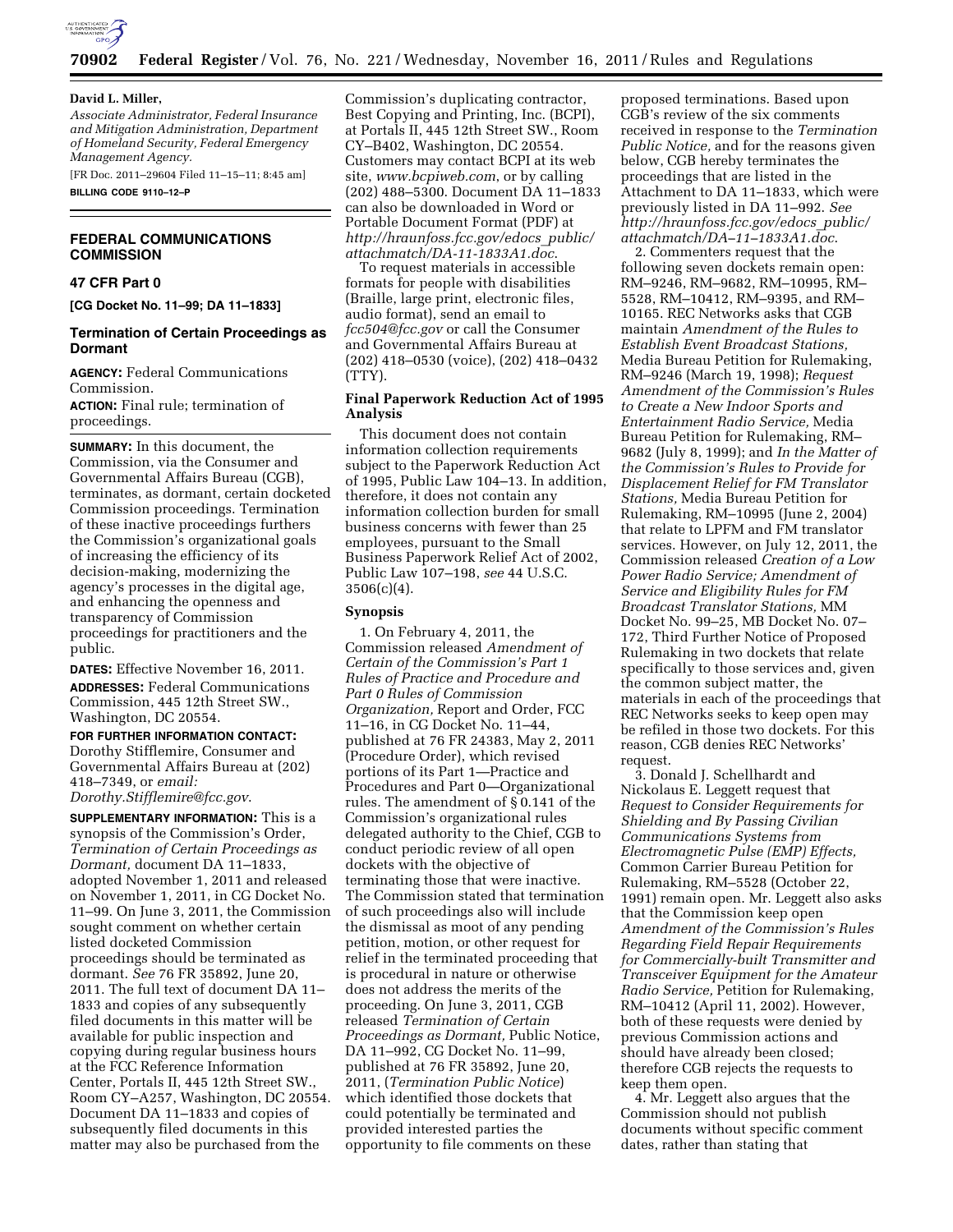**David L. Miller,**

*Associate Administrator, Federal Insurance and Mitigation Administration, Department of Homeland Security, Federal Emergency Management Agency.*

[FR Doc. 2011–29604 Filed 11–15–11; 8:45 am]

**BILLING CODE 9110–12–P**

## FEDERAL COMMUNICATIONS COMMISSION

### 47 CFR Part 0

**[CG Docket No. 11–99; DA 11–1833]**

### Termination of Certain Proceedings as Dormant

**AGENCY:** Federal Communications Commission.

**ACTION:** Final rule; termination of proceedings.

**SUMMARY:** In this document, the Commission, via the Consumer and Governmental Affairs Bureau (CGB), terminates, as dormant, certain docketed Commission proceedings. Termination of these inactive proceedings furthers the Commission's organizational goals of increasing the efficiency of its decision-making, modernizing the agency's processes in the digital age, and enhancing the openness and transparency of Commission proceedings for practitioners and the public.

**DATES:** Effective November 16, 2011.

**ADDRESSES:** Federal Communications Commission, 445 12th Street SW., Washington, DC 20554.

**FOR FURTHER INFORMATION CONTACT:** Dorothy Stifflemire, Consumer and Governmental Affairs Bureau at (202) 418–7349, or *email: Dorothy.Stifflemire@fcc.gov*.

**SUPPLEMENTARY INFORMATION:** This is a synopsis of the Commission's Order, *Termination of Certain Proceedings as Dormant,* document DA 11–1833, adopted November 1, 2011 and released on November 1, 2011, in CG Docket No. 11–99. On June 3, 2011, the Commission sought comment on whether certain listed docketed Commission proceedings should be terminated as dormant. *See* 76 FR 35892, June 20, 2011. The full text of document DA 11–1833 and copies of any subsequently filed documents in this matter will be available for public inspection and copying during regular business hours at the FCC Reference Information Center, Portals II, 445 12th Street SW., Room CY–A257, Washington, DC 20554. Document DA 11–1833 and copies of subsequently filed documents in this matter may also be purchased from the Commission's duplicating contractor, Best Copying and Printing, Inc. (BCPI), at Portals II, 445 12th Street SW., Room CY–B402, Washington, DC 20554. Customers may contact BCPI at its web site, *www.bcpiweb.com*, or by calling (202) 488–5300. Document DA 11–1833 can also be downloaded in Word or Portable Document Format (PDF) at *http://hraunfoss.fcc.gov/edocs_public/attachmatch/DA-11-1833A1.doc*.

To request materials in accessible formats for people with disabilities (Braille, large print, electronic files, audio format), send an email to *fcc504@fcc.gov* or call the Consumer and Governmental Affairs Bureau at (202) 418–0530 (voice), (202) 418–0432 (TTY).

### Final Paperwork Reduction Act of 1995 Analysis

This document does not contain information collection requirements subject to the Paperwork Reduction Act of 1995, Public Law 104–13. In addition, therefore, it does not contain any information collection burden for small business concerns with fewer than 25 employees, pursuant to the Small Business Paperwork Relief Act of 2002, Public Law 107–198, *see* 44 U.S.C. 3506(c)(4).

### Synopsis

1. On February 4, 2011, the Commission released *Amendment of Certain of the Commission's Part 1 Rules of Practice and Procedure and Part 0 Rules of Commission Organization,* Report and Order, FCC 11–16, in CG Docket No. 11–44, published at 76 FR 24383, May 2, 2011 (Procedure Order), which revised portions of its Part 1—Practice and Procedures and Part 0—Organizational rules. The amendment of § 0.141 of the Commission's organizational rules delegated authority to the Chief, CGB to conduct periodic review of all open dockets with the objective of terminating those that were inactive. The Commission stated that termination of such proceedings also will include the dismissal as moot of any pending petition, motion, or other request for relief in the terminated proceeding that is procedural in nature or otherwise does not address the merits of the proceeding. On June 3, 2011, CGB released *Termination of Certain Proceedings as Dormant,* Public Notice, DA 11–992, CG Docket No. 11–99, published at 76 FR 35892, June 20, 2011, (*Termination Public Notice*) which identified those dockets that could potentially be terminated and provided interested parties the opportunity to file comments on these proposed terminations. Based upon CGB's review of the six comments received in response to the *Termination Public Notice,* and for the reasons given below, CGB hereby terminates the proceedings that are listed in the Attachment to DA 11–1833, which were previously listed in DA 11–992. *See http://hraunfoss.fcc.gov/edocs_public/attachmatch/DA–11–1833A1.doc*.

2. Commenters request that the following seven dockets remain open: RM–9246, RM–9682, RM–10995, RM–5528, RM–10412, RM–9395, and RM–10165. REC Networks asks that CGB maintain *Amendment of the Rules to Establish Event Broadcast Stations,* Media Bureau Petition for Rulemaking, RM–9246 (March 19, 1998); *Request Amendment of the Commission's Rules to Create a New Indoor Sports and Entertainment Radio Service,* Media Bureau Petition for Rulemaking, RM–9682 (July 8, 1999); and *In the Matter of the Commission's Rules to Provide for Displacement Relief for FM Translator Stations,* Media Bureau Petition for Rulemaking, RM–10995 (June 2, 2004) that relate to LPFM and FM translator services. However, on July 12, 2011, the Commission released *Creation of a Low Power Radio Service; Amendment of Service and Eligibility Rules for FM Broadcast Translator Stations,* MM Docket No. 99–25, MB Docket No. 07–172, Third Further Notice of Proposed Rulemaking in two dockets that relate specifically to those services and, given the common subject matter, the materials in each of the proceedings that REC Networks seeks to keep open may be refiled in those two dockets. For this reason, CGB denies REC Networks' request.

3. Donald J. Schellhardt and Nickolaus E. Leggett request that *Request to Consider Requirements for Shielding and By Passing Civilian Communications Systems from Electromagnetic Pulse (EMP) Effects,* Common Carrier Bureau Petition for Rulemaking, RM–5528 (October 22, 1991) remain open. Mr. Leggett also asks that the Commission keep open *Amendment of the Commission's Rules Regarding Field Repair Requirements for Commercially-built Transmitter and Transceiver Equipment for the Amateur Radio Service,* Petition for Rulemaking, RM–10412 (April 11, 2002). However, both of these requests were denied by previous Commission actions and should have already been closed; therefore CGB rejects the requests to keep them open.

4. Mr. Leggett also argues that the Commission should not publish documents without specific comment dates, rather than stating that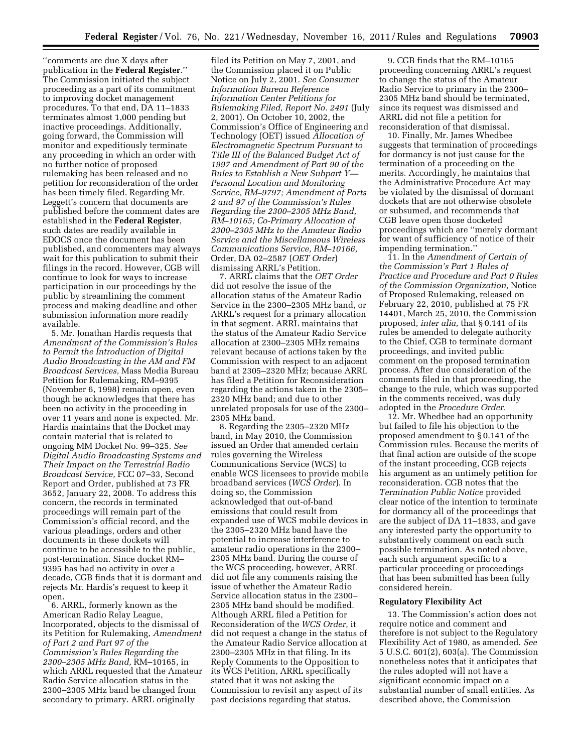''comments are due X days after publication in the **Federal Register**.'' The Commission initiated the subject proceeding as a part of its commitment to improving docket management procedures. To that end, DA 11–1833 terminates almost 1,000 pending but inactive proceedings. Additionally, going forward, the Commission will monitor and expeditiously terminate any proceeding in which an order with no further notice of proposed rulemaking has been released and no petition for reconsideration of the order has been timely filed. Regarding Mr. Leggett's concern that documents are published before the comment dates are established in the **Federal Register**, such dates are readily available in EDOCS once the document has been published, and commenters may always wait for this publication to submit their filings in the record. However, CGB will continue to look for ways to increase participation in our proceedings by the public by streamlining the comment process and making deadline and other submission information more readily available.

5. Mr. Jonathan Hardis requests that *Amendment of the Commission's Rules to Permit the Introduction of Digital Audio Broadcasting in the AM and FM Broadcast Services,* Mass Media Bureau Petition for Rulemaking, RM–9395 (November 6, 1998) remain open, even though he acknowledges that there has been no activity in the proceeding in over 11 years and none is expected. Mr. Hardis maintains that the Docket may contain material that is related to ongoing MM Docket No. 99–325. *See Digital Audio Broadcasting Systems and Their Impact on the Terrestrial Radio Broadcast Service,* FCC 07–33, Second Report and Order, published at 73 FR 3652, January 22, 2008. To address this concern, the records in terminated proceedings will remain part of the Commission's official record, and the various pleadings, orders and other documents in these dockets will continue to be accessible to the public, post-termination. Since docket RM–9395 has had no activity in over a decade, CGB finds that it is dormant and rejects Mr. Hardis's request to keep it open.

6. ARRL, formerly known as the American Radio Relay League, Incorporated, objects to the dismissal of its Petition for Rulemaking, *Amendment of Part 2 and Part 97 of the Commission's Rules Regarding the 2300–2305 MHz Band,* RM–10165, in which ARRL requested that the Amateur Radio Service allocation status in the 2300–2305 MHz band be changed from secondary to primary. ARRL originally filed its Petition on May 7, 2001, and the Commission placed it on Public Notice on July 2, 2001. *See Consumer Information Bureau Reference Information Center Petitions for Rulemaking Filed, Report No. 2491* (July 2, 2001). On October 10, 2002, the Commission's Office of Engineering and Technology (OET) issued *Allocation of Electromagnetic Spectrum Pursuant to Title III of the Balanced Budget Act of 1997 and Amendment of Part 90 of the Rules to Establish a New Subpart Y—Personal Location and Monitoring Service, RM–9797; Amendment of Parts 2 and 97 of the Commission's Rules Regarding the 2300–2305 MHz Band, RM–10165; Co-Primary Allocation of 2300–2305 MHz to the Amateur Radio Service and the Miscellaneous Wireless Communications Service, RM–10166,* Order, DA 02–2587 (*OET Order*) dismissing ARRL's Petition.

7. ARRL claims that the *OET Order* did not resolve the issue of the allocation status of the Amateur Radio Service in the 2300–2305 MHz band, or ARRL's request for a primary allocation in that segment. ARRL maintains that the status of the Amateur Radio Service allocation at 2300–2305 MHz remains relevant because of actions taken by the Commission with respect to an adjacent band at 2305–2320 MHz; because ARRL has filed a Petition for Reconsideration regarding the actions taken in the 2305–2320 MHz band; and due to other unrelated proposals for use of the 2300–2305 MHz band.

8. Regarding the 2305–2320 MHz band, in May 2010, the Commission issued an Order that amended certain rules governing the Wireless Communications Service (WCS) to enable WCS licensees to provide mobile broadband services (*WCS Order*). In doing so, the Commission acknowledged that out-of-band emissions that could result from expanded use of WCS mobile devices in the 2305–2320 MHz band have the potential to increase interference to amateur radio operations in the 2300–2305 MHz band. During the course of the WCS proceeding, however, ARRL did not file any comments raising the issue of whether the Amateur Radio Service allocation status in the 2300–2305 MHz band should be modified. Although ARRL filed a Petition for Reconsideration of the *WCS Order,* it did not request a change in the status of the Amateur Radio Service allocation at 2300–2305 MHz in that filing. In its Reply Comments to the Opposition to its WCS Petition, ARRL specifically stated that it was not asking the Commission to revisit any aspect of its past decisions regarding that status.

9. CGB finds that the RM–10165 proceeding concerning ARRL's request to change the status of the Amateur Radio Service to primary in the 2300–2305 MHz band should be terminated, since its request was dismissed and ARRL did not file a petition for reconsideration of that dismissal.

10. Finally, Mr. James Whedbee suggests that termination of proceedings for dormancy is not just cause for the termination of a proceeding on the merits. Accordingly, he maintains that the Administrative Procedure Act may be violated by the dismissal of dormant dockets that are not otherwise obsolete or subsumed, and recommends that CGB leave open those docketed proceedings which are ''merely dormant for want of sufficiency of notice of their impending termination.''

11. In the *Amendment of Certain of the Commission's Part 1 Rules of Practice and Procedure and Part 0 Rules of the Commission Organization,* Notice of Proposed Rulemaking, released on February 22, 2010, published at 75 FR 14401, March 25, 2010, the Commission proposed, *inter alia,* that § 0.141 of its rules be amended to delegate authority to the Chief, CGB to terminate dormant proceedings, and invited public comment on the proposed termination process. After due consideration of the comments filed in that proceeding, the change to the rule, which was supported in the comments received, was duly adopted in the *Procedure Order.*

12. Mr. Whedbee had an opportunity but failed to file his objection to the proposed amendment to § 0.141 of the Commission rules. Because the merits of that final action are outside of the scope of the instant proceeding, CGB rejects his argument as an untimely petition for reconsideration. CGB notes that the *Termination Public Notice* provided clear notice of the intention to terminate for dormancy all of the proceedings that are the subject of DA 11–1833, and gave any interested party the opportunity to substantively comment on each such possible termination. As noted above, each such argument specific to a particular proceeding or proceedings that has been submitted has been fully considered herein.

**Regulatory Flexibility Act**

13. The Commission's action does not require notice and comment and therefore is not subject to the Regulatory Flexibility Act of 1980, as amended. *See* 5 U.S.C. 601(2), 603(a). The Commission nonetheless notes that it anticipates that the rules adopted will not have a significant economic impact on a substantial number of small entities. As described above, the Commission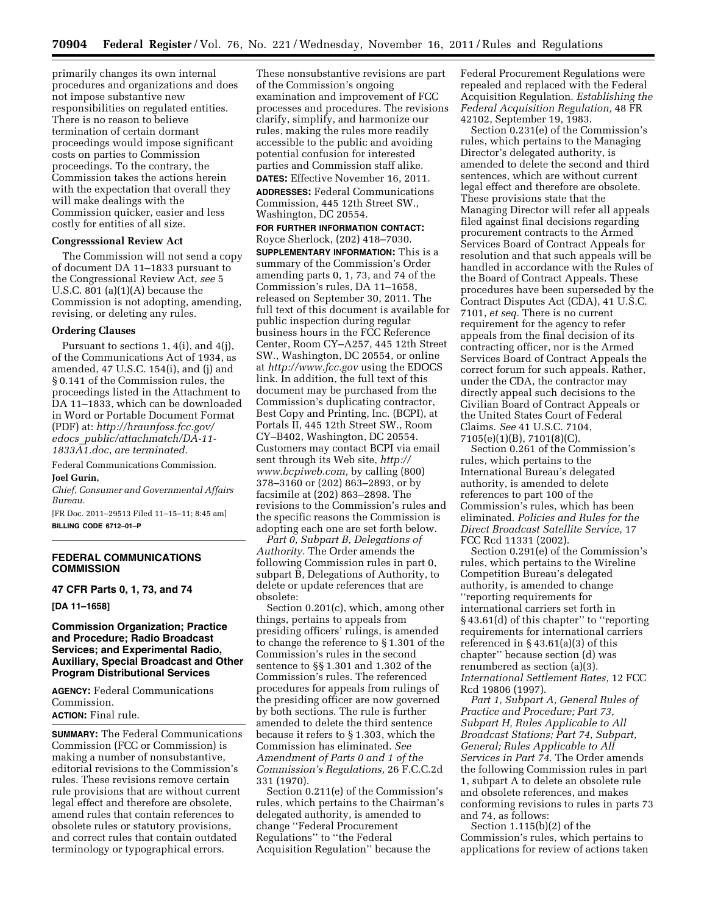primarily changes its own internal procedures and organizations and does not impose substantive new responsibilities on regulated entities. There is no reason to believe termination of certain dormant proceedings would impose significant costs on parties to Commission proceedings. To the contrary, the Commission takes the actions herein with the expectation that overall they will make dealings with the Commission quicker, easier and less costly for entities of all size.

**Congresssional Review Act**

The Commission will not send a copy of document DA 11–1833 pursuant to the Congressional Review Act, *see* 5 U.S.C. 801 (a)(1)(A) because the Commission is not adopting, amending, revising, or deleting any rules.

**Ordering Clauses**

Pursuant to sections 1, 4(i), and 4(j), of the Communications Act of 1934, as amended, 47 U.S.C. 154(i), and (j) and § 0.141 of the Commission rules, the proceedings listed in the Attachment to DA 11–1833, which can be downloaded in Word or Portable Document Format (PDF) at: *http://hraunfoss.fcc.gov/edocs_public/attachmatch/DA-11-1833A1.doc*, *are terminated.*

Federal Communications Commission.

**Joel Gurin,**

*Chief, Consumer and Governmental Affairs Bureau.*

[FR Doc. 2011–29513 Filed 11–15–11; 8:45 am]

**BILLING CODE 6712–01–P**

---

## FEDERAL COMMUNICATIONS COMMISSION

### 47 CFR Parts 0, 1, 73, and 74

**[DA 11–1658]**

### Commission Organization; Practice and Procedure; Radio Broadcast Services; and Experimental Radio, Auxiliary, Special Broadcast and Other Program Distributional Services

**AGENCY:** Federal Communications Commission.

**ACTION:** Final rule.

**SUMMARY:** The Federal Communications Commission (FCC or Commission) is making a number of nonsubstantive, editorial revisions to the Commission's rules. These revisions remove certain rule provisions that are without current legal effect and therefore are obsolete, amend rules that contain references to obsolete rules or statutory provisions, and correct rules that contain outdated terminology or typographical errors. These nonsubstantive revisions are part of the Commission's ongoing examination and improvement of FCC processes and procedures. The revisions clarify, simplify, and harmonize our rules, making the rules more readily accessible to the public and avoiding potential confusion for interested parties and Commission staff alike.

**DATES:** Effective November 16, 2011.

**ADDRESSES:** Federal Communications Commission, 445 12th Street SW., Washington, DC 20554.

**FOR FURTHER INFORMATION CONTACT:** Royce Sherlock, (202) 418–7030.

**SUPPLEMENTARY INFORMATION:** This is a summary of the Commission's Order amending parts 0, 1, 73, and 74 of the Commission's rules, DA 11–1658, released on September 30, 2011. The full text of this document is available for public inspection during regular business hours in the FCC Reference Center, Room CY–A257, 445 12th Street SW., Washington, DC 20554, or online at *http://www.fcc.gov* using the EDOCS link. In addition, the full text of this document may be purchased from the Commission's duplicating contractor, Best Copy and Printing, Inc. (BCPI), at Portals II, 445 12th Street SW., Room CY–B402, Washington, DC 20554. Customers may contact BCPI via email sent through its Web site, *http://www.bcpiweb.com,* by calling (800) 378–3160 or (202) 863–2893, or by facsimile at (202) 863–2898. The revisions to the Commission's rules and the specific reasons the Commission is adopting each one are set forth below.

*Part 0, Subpart B, Delegations of Authority.* The Order amends the following Commission rules in part 0, subpart B, Delegations of Authority, to delete or update references that are obsolete:

Section 0.201(c), which, among other things, pertains to appeals from presiding officers' rulings, is amended to change the reference to § 1.301 of the Commission's rules in the second sentence to §§ 1.301 and 1.302 of the Commission's rules. The referenced procedures for appeals from rulings of the presiding officer are now governed by both sections. The rule is further amended to delete the third sentence because it refers to § 1.303, which the Commission has eliminated. *See Amendment of Parts 0 and 1 of the Commission's Regulations,* 26 F.C.C.2d 331 (1970).

Section 0.211(e) of the Commission's rules, which pertains to the Chairman's delegated authority, is amended to change ''Federal Procurement Regulations'' to ''the Federal Acquisition Regulation'' because the Federal Procurement Regulations were repealed and replaced with the Federal Acquisition Regulation. *Establishing the Federal Acquisition Regulation,* 48 FR 42102, September 19, 1983.

Section 0.231(e) of the Commission's rules, which pertains to the Managing Director's delegated authority, is amended to delete the second and third sentences, which are without current legal effect and therefore are obsolete. These provisions state that the Managing Director will refer all appeals filed against final decisions regarding procurement contracts to the Armed Services Board of Contract Appeals for resolution and that such appeals will be handled in accordance with the Rules of the Board of Contract Appeals. These procedures have been superseded by the Contract Disputes Act (CDA), 41 U.S.C. 7101, *et seq.* There is no current requirement for the agency to refer appeals from the final decision of its contracting officer, nor is the Armed Services Board of Contract Appeals the correct forum for such appeals. Rather, under the CDA, the contractor may directly appeal such decisions to the Civilian Board of Contract Appeals or the United States Court of Federal Claims. *See* 41 U.S.C. 7104, 7105(e)(1)(B), 7101(8)(C).

Section 0.261 of the Commission's rules, which pertains to the International Bureau's delegated authority, is amended to delete references to part 100 of the Commission's rules, which has been eliminated. *Policies and Rules for the Direct Broadcast Satellite Service,* 17 FCC Rcd 11331 (2002).

Section 0.291(e) of the Commission's rules, which pertains to the Wireline Competition Bureau's delegated authority, is amended to change ''reporting requirements for international carriers set forth in § 43.61(d) of this chapter'' to ''reporting requirements for international carriers referenced in § 43.61(a)(3) of this chapter'' because section (d) was renumbered as section (a)(3). *International Settlement Rates,* 12 FCC Rcd 19806 (1997).

*Part 1, Subpart A, General Rules of Practice and Procedure; Part 73, Subpart H, Rules Applicable to All Broadcast Stations; Part 74, Subpart, General; Rules Applicable to All Services in Part 74.* The Order amends the following Commission rules in part 1, subpart A to delete an obsolete rule and obsolete references, and makes conforming revisions to rules in parts 73 and 74, as follows:

Section 1.115(b)(2) of the Commission's rules, which pertains to applications for review of actions taken